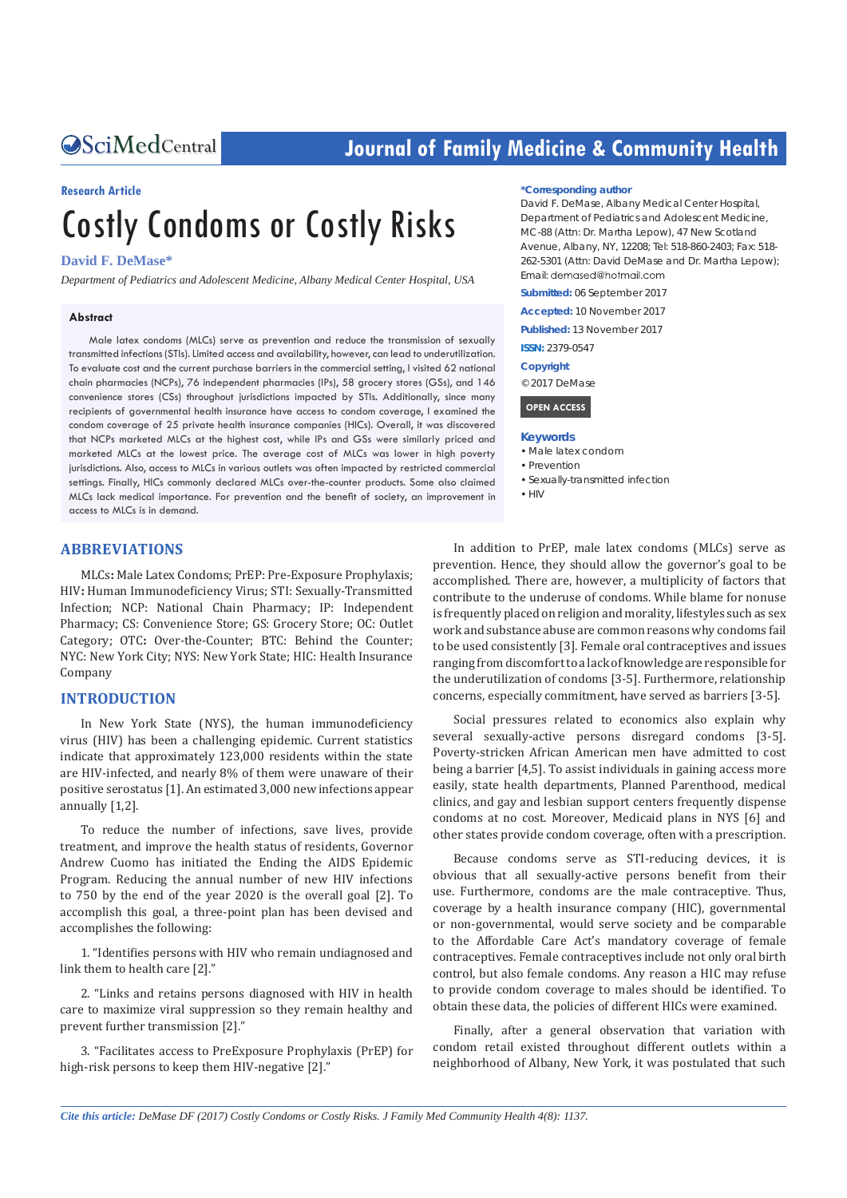Research Article

# Costly Condoms or Costly Risks

**David F. DeMase***

*Department of Pediatrics and Adolescent Medicine, Albany Medical Center Hospital, USA*

**\*Corresponding author**

David F. DeMase, Albany Medical Center Hospital, Department of Pediatrics and Adolescent Medicine, MC-88 (Attn: Dr. Martha Lepow), 47 New Scotland Avenue, Albany, NY, 12208; Tel: 518-860-2403; Fax: 518-262-5301 (Attn: David DeMase and Dr. Martha Lepow); Email: demased@hotmail.com

**Submitted:** 06 September 2017

**Accepted:** 10 November 2017

**Published:** 13 November 2017

**ISSN:** 2379-0547

**Copyright**

© 2017 DeMase

**OPEN ACCESS**

**Keywords**

- Male latex condom
- Prevention
- Sexually-transmitted infection
- HIV

## Abstract

Male latex condoms (MLCs) serve as prevention and reduce the transmission of sexually transmitted infections (STIs). Limited access and availability, however, can lead to underutilization. To evaluate cost and the current purchase barriers in the commercial setting, I visited 62 national chain pharmacies (NCPs), 76 independent pharmacies (IPs), 58 grocery stores (GSs), and 146 convenience stores (CSs) throughout jurisdictions impacted by STIs. Additionally, since many recipients of governmental health insurance have access to condom coverage, I examined the condom coverage of 25 private health insurance companies (HICs). Overall, it was discovered that NCPs marketed MLCs at the highest cost, while IPs and GSs were similarly priced and marketed MLCs at the lowest price. The average cost of MLCs was lower in high poverty jurisdictions. Also, access to MLCs in various outlets was often impacted by restricted commercial settings. Finally, HICs commonly declared MLCs over-the-counter products. Some also claimed MLCs lack medical importance. For prevention and the benefit of society, an improvement in access to MLCs is in demand.

## ABBREVIATIONS

MLCs**:** Male Latex Condoms; PrEP: Pre-Exposure Prophylaxis; HIV**:** Human Immunodeficiency Virus; STI: Sexually-Transmitted Infection; NCP: National Chain Pharmacy; IP: Independent Pharmacy; CS: Convenience Store; GS: Grocery Store; OC: Outlet Category; OTC**:** Over-the-Counter; BTC: Behind the Counter; NYC: New York City; NYS: New York State; HIC: Health Insurance Company

## INTRODUCTION

In New York State (NYS), the human immunodeficiency virus (HIV) has been a challenging epidemic. Current statistics indicate that approximately 123,000 residents within the state are HIV-infected, and nearly 8% of them were unaware of their positive serostatus [1]. An estimated 3,000 new infections appear annually [1,2].

To reduce the number of infections, save lives, provide treatment, and improve the health status of residents, Governor Andrew Cuomo has initiated the Ending the AIDS Epidemic Program. Reducing the annual number of new HIV infections to 750 by the end of the year 2020 is the overall goal [2]. To accomplish this goal, a three-point plan has been devised and accomplishes the following:

1. "Identifies persons with HIV who remain undiagnosed and link them to health care [2]."

2. "Links and retains persons diagnosed with HIV in health care to maximize viral suppression so they remain healthy and prevent further transmission [2]."

3. "Facilitates access to PreExposure Prophylaxis (PrEP) for high-risk persons to keep them HIV-negative [2]."

In addition to PrEP, male latex condoms (MLCs) serve as prevention. Hence, they should allow the governor's goal to be accomplished. There are, however, a multiplicity of factors that contribute to the underuse of condoms. While blame for nonuse is frequently placed on religion and morality, lifestyles such as sex work and substance abuse are common reasons why condoms fail to be used consistently [3]. Female oral contraceptives and issues ranging from discomfort to a lack of knowledge are responsible for the underutilization of condoms [3-5]. Furthermore, relationship concerns, especially commitment, have served as barriers [3-5].

Social pressures related to economics also explain why several sexually-active persons disregard condoms [3-5]. Poverty-stricken African American men have admitted to cost being a barrier [4,5]. To assist individuals in gaining access more easily, state health departments, Planned Parenthood, medical clinics, and gay and lesbian support centers frequently dispense condoms at no cost. Moreover, Medicaid plans in NYS [6] and other states provide condom coverage, often with a prescription.

Because condoms serve as STI-reducing devices, it is obvious that all sexually-active persons benefit from their use. Furthermore, condoms are the male contraceptive. Thus, coverage by a health insurance company (HIC), governmental or non-governmental, would serve society and be comparable to the Affordable Care Act's mandatory coverage of female contraceptives. Female contraceptives include not only oral birth control, but also female condoms. Any reason a HIC may refuse to provide condom coverage to males should be identified. To obtain these data, the policies of different HICs were examined.

Finally, after a general observation that variation with condom retail existed throughout different outlets within a neighborhood of Albany, New York, it was postulated that such

*Cite this article:* *DeMase DF (2017) Costly Condoms or Costly Risks. J Family Med Community Health 4(8): 1137.*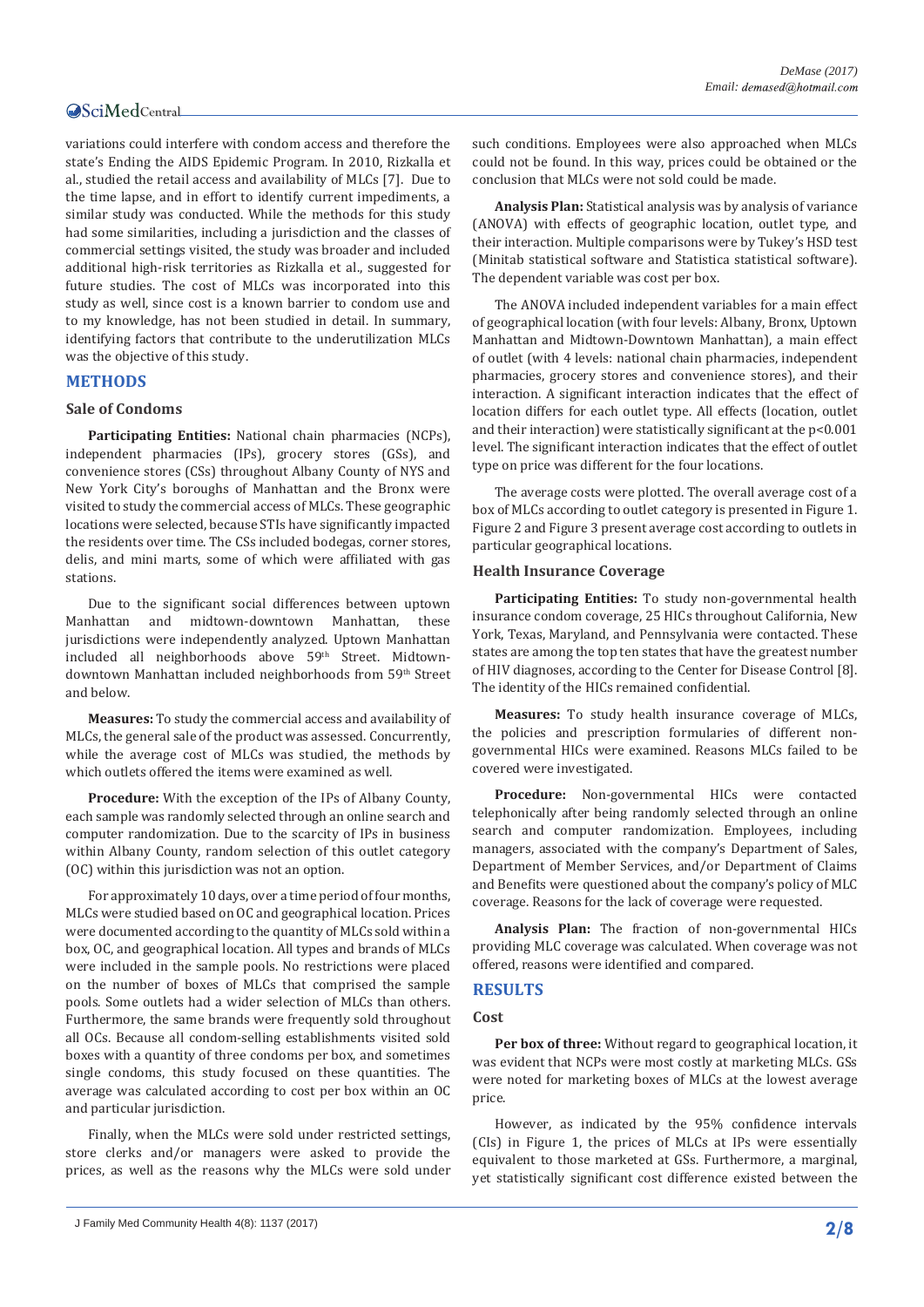variations could interfere with condom access and therefore the state's Ending the AIDS Epidemic Program. In 2010, Rizkalla et al., studied the retail access and availability of MLCs [7]. Due to the time lapse, and in effort to identify current impediments, a similar study was conducted. While the methods for this study had some similarities, including a jurisdiction and the classes of commercial settings visited, the study was broader and included additional high-risk territories as Rizkalla et al., suggested for future studies. The cost of MLCs was incorporated into this study as well, since cost is a known barrier to condom use and to my knowledge, has not been studied in detail. In summary, identifying factors that contribute to the underutilization MLCs was the objective of this study.

## METHODS

### Sale of Condoms

**Participating Entities:** National chain pharmacies (NCPs), independent pharmacies (IPs), grocery stores (GSs), and convenience stores (CSs) throughout Albany County of NYS and New York City's boroughs of Manhattan and the Bronx were visited to study the commercial access of MLCs. These geographic locations were selected, because STIs have significantly impacted the residents over time. The CSs included bodegas, corner stores, delis, and mini marts, some of which were affiliated with gas stations.

Due to the significant social differences between uptown Manhattan and midtown-downtown Manhattan, these jurisdictions were independently analyzed. Uptown Manhattan included all neighborhoods above 59th Street. Midtown-downtown Manhattan included neighborhoods from 59th Street and below.

**Measures:** To study the commercial access and availability of MLCs, the general sale of the product was assessed. Concurrently, while the average cost of MLCs was studied, the methods by which outlets offered the items were examined as well.

**Procedure:** With the exception of the IPs of Albany County, each sample was randomly selected through an online search and computer randomization. Due to the scarcity of IPs in business within Albany County, random selection of this outlet category (OC) within this jurisdiction was not an option.

For approximately 10 days, over a time period of four months, MLCs were studied based on OC and geographical location. Prices were documented according to the quantity of MLCs sold within a box, OC, and geographical location. All types and brands of MLCs were included in the sample pools. No restrictions were placed on the number of boxes of MLCs that comprised the sample pools. Some outlets had a wider selection of MLCs than others. Furthermore, the same brands were frequently sold throughout all OCs. Because all condom-selling establishments visited sold boxes with a quantity of three condoms per box, and sometimes single condoms, this study focused on these quantities. The average was calculated according to cost per box within an OC and particular jurisdiction.

Finally, when the MLCs were sold under restricted settings, store clerks and/or managers were asked to provide the prices, as well as the reasons why the MLCs were sold under such conditions. Employees were also approached when MLCs could not be found. In this way, prices could be obtained or the conclusion that MLCs were not sold could be made.

**Analysis Plan:** Statistical analysis was by analysis of variance (ANOVA) with effects of geographic location, outlet type, and their interaction. Multiple comparisons were by Tukey's HSD test (Minitab statistical software and Statistica statistical software). The dependent variable was cost per box.

The ANOVA included independent variables for a main effect of geographical location (with four levels: Albany, Bronx, Uptown Manhattan and Midtown-Downtown Manhattan), a main effect of outlet (with 4 levels: national chain pharmacies, independent pharmacies, grocery stores and convenience stores), and their interaction. A significant interaction indicates that the effect of location differs for each outlet type. All effects (location, outlet and their interaction) were statistically significant at the $p<0.001$ level. The significant interaction indicates that the effect of outlet type on price was different for the four locations.

The average costs were plotted. The overall average cost of a box of MLCs according to outlet category is presented in Figure 1. Figure 2 and Figure 3 present average cost according to outlets in particular geographical locations.

### Health Insurance Coverage

**Participating Entities:** To study non-governmental health insurance condom coverage, 25 HICs throughout California, New York, Texas, Maryland, and Pennsylvania were contacted. These states are among the top ten states that have the greatest number of HIV diagnoses, according to the Center for Disease Control [8]. The identity of the HICs remained confidential.

**Measures:** To study health insurance coverage of MLCs, the policies and prescription formularies of different non-governmental HICs were examined. Reasons MLCs failed to be covered were investigated.

**Procedure:** Non-governmental HICs were contacted telephonically after being randomly selected through an online search and computer randomization. Employees, including managers, associated with the company's Department of Sales, Department of Member Services, and/or Department of Claims and Benefits were questioned about the company's policy of MLC coverage. Reasons for the lack of coverage were requested.

**Analysis Plan:** The fraction of non-governmental HICs providing MLC coverage was calculated. When coverage was not offered, reasons were identified and compared.

## RESULTS

### Cost

**Per box of three:** Without regard to geographical location, it was evident that NCPs were most costly at marketing MLCs. GSs were noted for marketing boxes of MLCs at the lowest average price.

However, as indicated by the 95% confidence intervals (CIs) in Figure 1, the prices of MLCs at IPs were essentially equivalent to those marketed at GSs. Furthermore, a marginal, yet statistically significant cost difference existed between the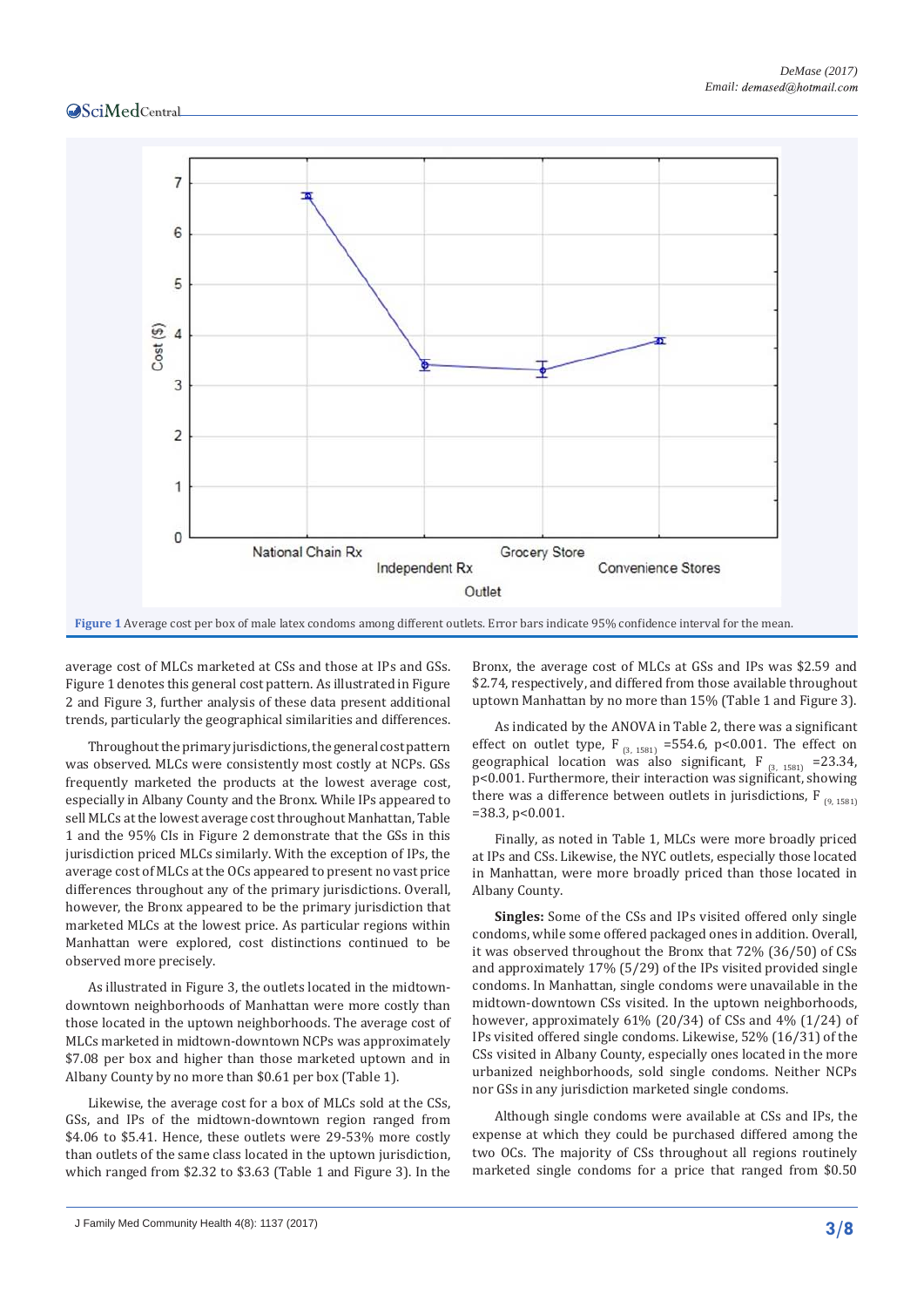**Figure 1** Average cost per box of male latex condoms among different outlets. Error bars indicate 95% confidence interval for the mean.

average cost of MLCs marketed at CSs and those at IPs and GSs. Figure 1 denotes this general cost pattern. As illustrated in Figure 2 and Figure 3, further analysis of these data present additional trends, particularly the geographical similarities and differences.

Throughout the primary jurisdictions, the general cost pattern was observed. MLCs were consistently most costly at NCPs. GSs frequently marketed the products at the lowest average cost, especially in Albany County and the Bronx. While IPs appeared to sell MLCs at the lowest average cost throughout Manhattan, Table 1 and the 95% CIs in Figure 2 demonstrate that the GSs in this jurisdiction priced MLCs similarly. With the exception of IPs, the average cost of MLCs at the OCs appeared to present no vast price differences throughout any of the primary jurisdictions. Overall, however, the Bronx appeared to be the primary jurisdiction that marketed MLCs at the lowest price. As particular regions within Manhattan were explored, cost distinctions continued to be observed more precisely.

As illustrated in Figure 3, the outlets located in the midtown-downtown neighborhoods of Manhattan were more costly than those located in the uptown neighborhoods. The average cost of MLCs marketed in midtown-downtown NCPs was approximately $7.08 per box and higher than those marketed uptown and in Albany County by no more than $0.61 per box (Table 1).

Likewise, the average cost for a box of MLCs sold at the CSs, GSs, and IPs of the midtown-downtown region ranged from $4.06 to $5.41. Hence, these outlets were 29-53% more costly than outlets of the same class located in the uptown jurisdiction, which ranged from $2.32 to $3.63 (Table 1 and Figure 3). In the Bronx, the average cost of MLCs at GSs and IPs was $2.59 and $2.74, respectively, and differed from those available throughout uptown Manhattan by no more than 15% (Table 1 and Figure 3).

As indicated by the ANOVA in Table 2, there was a significant effect on outlet type, $F_{(3, 1581)} = 554.6$, $p < 0.001$. The effect on geographical location was also significant, $F_{(3, 1581)} = 23.34$, $p < 0.001$. Furthermore, their interaction was significant, showing there was a difference between outlets in jurisdictions, $F_{(9, 1581)} = 38.3$, $p < 0.001$.

Finally, as noted in Table 1, MLCs were more broadly priced at IPs and CSs. Likewise, the NYC outlets, especially those located in Manhattan, were more broadly priced than those located in Albany County.

**Singles:** Some of the CSs and IPs visited offered only single condoms, while some offered packaged ones in addition. Overall, it was observed throughout the Bronx that 72% (36/50) of CSs and approximately 17% (5/29) of the IPs visited provided single condoms. In Manhattan, single condoms were unavailable in the midtown-downtown CSs visited. In the uptown neighborhoods, however, approximately 61% (20/34) of CSs and 4% (1/24) of IPs visited offered single condoms. Likewise, 52% (16/31) of the CSs visited in Albany County, especially ones located in the more urbanized neighborhoods, sold single condoms. Neither NCPs nor GSs in any jurisdiction marketed single condoms.

Although single condoms were available at CSs and IPs, the expense at which they could be purchased differed among the two OCs. The majority of CSs throughout all regions routinely marketed single condoms for a price that ranged from $0.50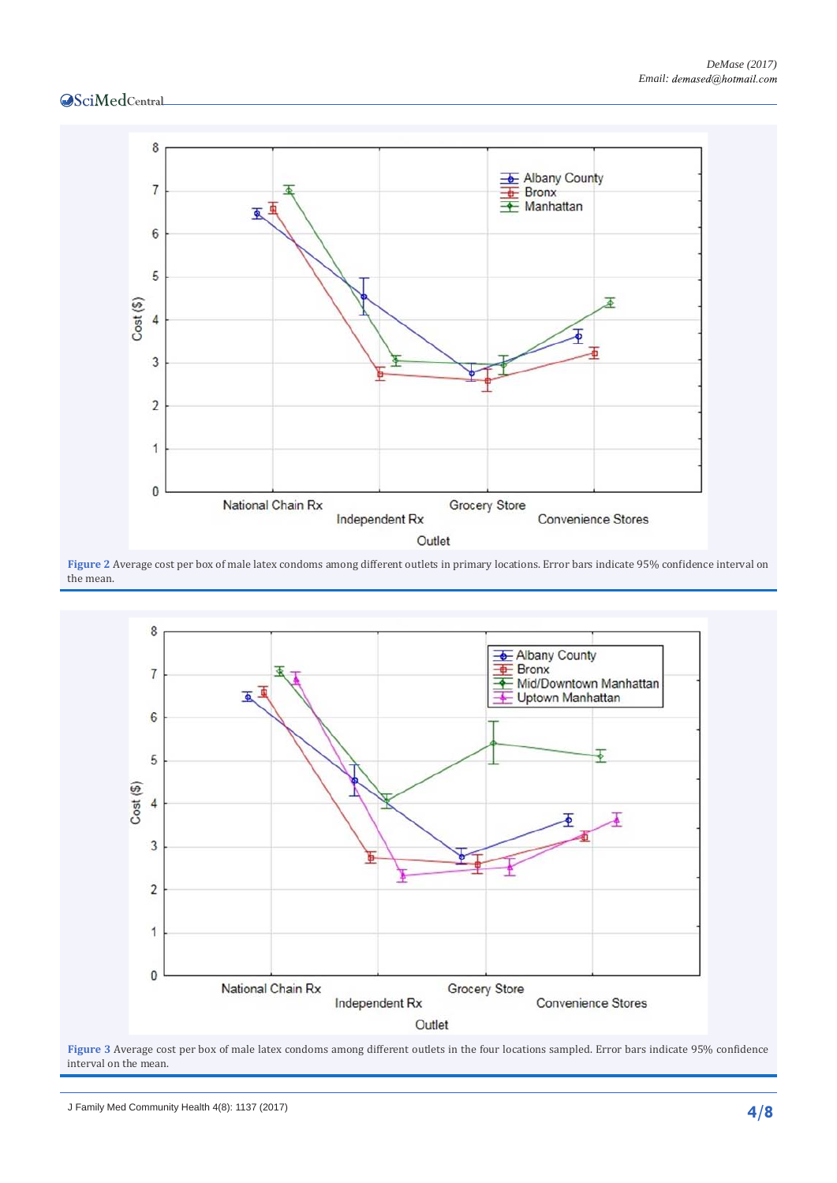**Figure 2** Average cost per box of male latex condoms among different outlets in primary locations. Error bars indicate 95% confidence interval on the mean.

**Figure 3** Average cost per box of male latex condoms among different outlets in the four locations sampled. Error bars indicate 95% confidence interval on the mean.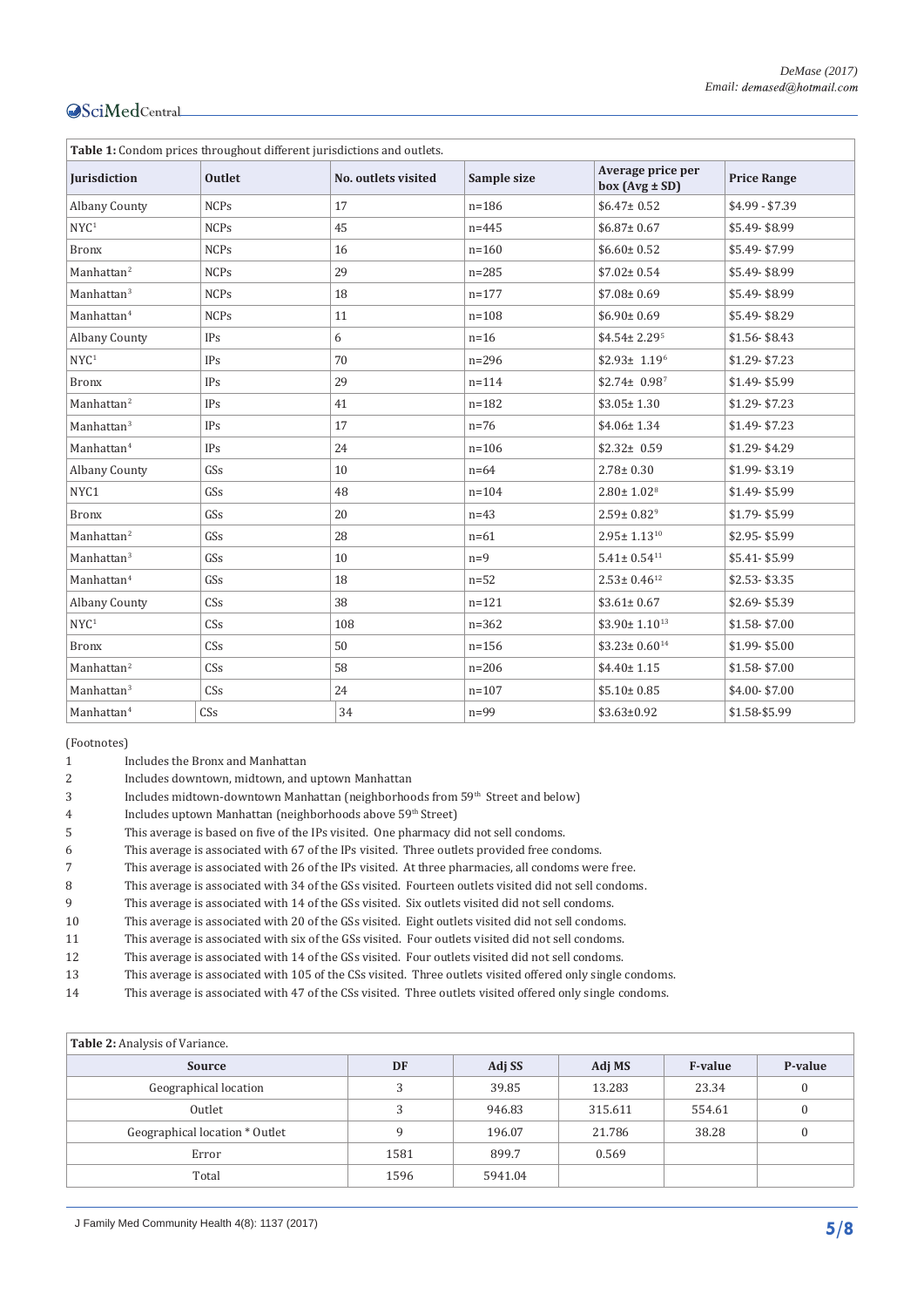**Table 1:** Condom prices throughout different jurisdictions and outlets.

| Jurisdiction | Outlet | No. outlets visited | Sample size | Average price per box (Avg ± SD) | Price Range |
|---|---|---|---|---|---|
| Albany County | NCPs | 17 | n=186 | $6.47± 0.52 | $4.99 - $7.39 |
| NYC[1] | NCPs | 45 | n=445 | $6.87± 0.67 | $5.49- $8.99 |
| Bronx | NCPs | 16 | n=160 | $6.60± 0.52 | $5.49- $7.99 |
| Manhattan[2] | NCPs | 29 | n=285 | $7.02± 0.54 | $5.49- $8.99 |
| Manhattan[3] | NCPs | 18 | n=177 | $7.08± 0.69 | $5.49- $8.99 |
| Manhattan[4] | NCPs | 11 | n=108 | $6.90± 0.69 | $5.49- $8.29 |
| Albany County | IPs | 6 | n=16 | $4.54± 2.29[5] | $1.56- $8.43 |
| NYC[1] | IPs | 70 | n=296 | $2.93± 1.19[6] | $1.29- $7.23 |
| Bronx | IPs | 29 | n=114 | $2.74± 0.98[7] | $1.49- $5.99 |
| Manhattan[2] | IPs | 41 | n=182 | $3.05± 1.30 | $1.29- $7.23 |
| Manhattan[3] | IPs | 17 | n=76 | $4.06± 1.34 | $1.49- $7.23 |
| Manhattan[4] | IPs | 24 | n=106 | $2.32± 0.59 | $1.29- $4.29 |
| Albany County | GSs | 10 | n=64 | 2.78± 0.30 | $1.99- $3.19 |
| NYC1 | GSs | 48 | n=104 | 2.80± 1.02[8] | $1.49- $5.99 |
| Bronx | GSs | 20 | n=43 | 2.59± 0.82[9] | $1.79- $5.99 |
| Manhattan[2] | GSs | 28 | n=61 | 2.95± 1.13[10] | $2.95- $5.99 |
| Manhattan[3] | GSs | 10 | n=9 | 5.41± 0.54[11] | $5.41- $5.99 |
| Manhattan[4] | GSs | 18 | n=52 | 2.53± 0.46[12] | $2.53- $3.35 |
| Albany County | CSs | 38 | n=121 | $3.61± 0.67 | $2.69- $5.39 |
| NYC[1] | CSs | 108 | n=362 | $3.90± 1.10[13] | $1.58- $7.00 |
| Bronx | CSs | 50 | n=156 | $3.23± 0.60[14] | $1.99- $5.00 |
| Manhattan[2] | CSs | 58 | n=206 | $4.40± 1.15 | $1.58- $7.00 |
| Manhattan[3] | CSs | 24 | n=107 | $5.10± 0.85 | $4.00- $7.00 |
| Manhattan[4] | CSs | 34 | n=99 | $3.63±0.92 | $1.58-$5.99 |

(Footnotes)

1 Includes the Bronx and Manhattan
2 Includes downtown, midtown, and uptown Manhattan
3 Includes midtown-downtown Manhattan (neighborhoods from 59th Street and below)
4 Includes uptown Manhattan (neighborhoods above 59th Street)
5 This average is based on five of the IPs visited. One pharmacy did not sell condoms.
6 This average is associated with 67 of the IPs visited. Three outlets provided free condoms.
7 This average is associated with 26 of the IPs visited. At three pharmacies, all condoms were free.
8 This average is associated with 34 of the GSs visited. Fourteen outlets visited did not sell condoms.
9 This average is associated with 14 of the GSs visited. Six outlets visited did not sell condoms.
10 This average is associated with 20 of the GSs visited. Eight outlets visited did not sell condoms.
11 This average is associated with six of the GSs visited. Four outlets visited did not sell condoms.
12 This average is associated with 14 of the GSs visited. Four outlets visited did not sell condoms.
13 This average is associated with 105 of the CSs visited. Three outlets visited offered only single condoms.
14 This average is associated with 47 of the CSs visited. Three outlets visited offered only single condoms.

**Table 2:** Analysis of Variance.

| Source | DF | Adj SS | Adj MS | F-value | P-value |
|---|---|---|---|---|---|
| Geographical location | 3 | 39.85 | 13.283 | 23.34 | 0 |
| Outlet | 3 | 946.83 | 315.611 | 554.61 | 0 |
| Geographical location * Outlet | 9 | 196.07 | 21.786 | 38.28 | 0 |
| Error | 1581 | 899.7 | 0.569 | | |
| Total | 1596 | 5941.04 | | | |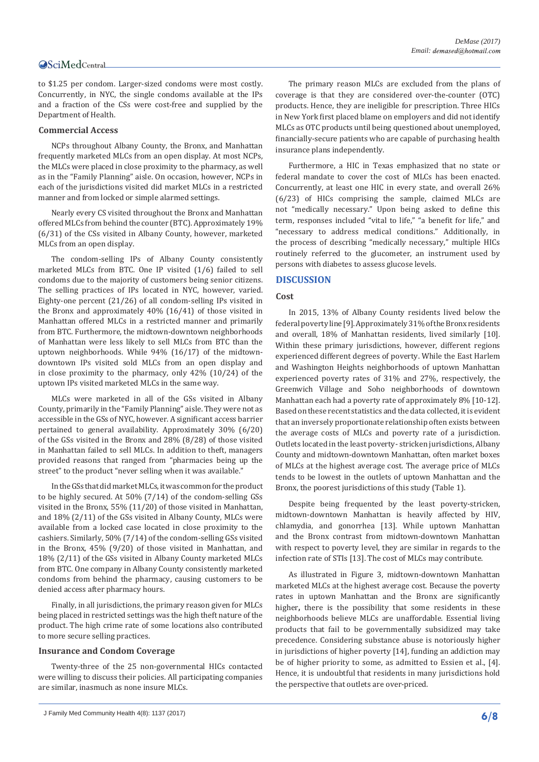to $1.25 per condom. Larger-sized condoms were most costly. Concurrently, in NYC, the single condoms available at the IPs and a fraction of the CSs were cost-free and supplied by the Department of Health.

### Commercial Access

NCPs throughout Albany County, the Bronx, and Manhattan frequently marketed MLCs from an open display. At most NCPs, the MLCs were placed in close proximity to the pharmacy, as well as in the "Family Planning" aisle. On occasion, however, NCPs in each of the jurisdictions visited did market MLCs in a restricted manner and from locked or simple alarmed settings.

Nearly every CS visited throughout the Bronx and Manhattan offered MLCs from behind the counter (BTC). Approximately 19% (6/31) of the CSs visited in Albany County, however, marketed MLCs from an open display.

The condom-selling IPs of Albany County consistently marketed MLCs from BTC. One IP visited (1/6) failed to sell condoms due to the majority of customers being senior citizens. The selling practices of IPs located in NYC, however, varied. Eighty-one percent (21/26) of all condom-selling IPs visited in the Bronx and approximately 40% (16/41) of those visited in Manhattan offered MLCs in a restricted manner and primarily from BTC. Furthermore, the midtown-downtown neighborhoods of Manhattan were less likely to sell MLCs from BTC than the uptown neighborhoods. While 94% (16/17) of the midtown-downtown IPs visited sold MLCs from an open display and in close proximity to the pharmacy, only 42% (10/24) of the uptown IPs visited marketed MLCs in the same way.

MLCs were marketed in all of the GSs visited in Albany County, primarily in the "Family Planning" aisle. They were not as accessible in the GSs of NYC, however. A significant access barrier pertained to general availability. Approximately 30% (6/20) of the GSs visited in the Bronx and 28% (8/28) of those visited in Manhattan failed to sell MLCs. In addition to theft, managers provided reasons that ranged from "pharmacies being up the street" to the product "never selling when it was available."

In the GSs that did market MLCs, it was common for the product to be highly secured. At 50% (7/14) of the condom-selling GSs visited in the Bronx, 55% (11/20) of those visited in Manhattan, and 18% (2/11) of the GSs visited in Albany County, MLCs were available from a locked case located in close proximity to the cashiers. Similarly, 50% (7/14) of the condom-selling GSs visited in the Bronx, 45% (9/20) of those visited in Manhattan, and 18% (2/11) of the GSs visited in Albany County marketed MLCs from BTC. One company in Albany County consistently marketed condoms from behind the pharmacy, causing customers to be denied access after pharmacy hours.

Finally, in all jurisdictions, the primary reason given for MLCs being placed in restricted settings was the high theft nature of the product. The high crime rate of some locations also contributed to more secure selling practices.

### Insurance and Condom Coverage

Twenty-three of the 25 non-governmental HICs contacted were willing to discuss their policies. All participating companies are similar, inasmuch as none insure MLCs.

The primary reason MLCs are excluded from the plans of coverage is that they are considered over-the-counter (OTC) products. Hence, they are ineligible for prescription. Three HICs in New York first placed blame on employers and did not identify MLCs as OTC products until being questioned about unemployed, financially-secure patients who are capable of purchasing health insurance plans independently.

Furthermore, a HIC in Texas emphasized that no state or federal mandate to cover the cost of MLCs has been enacted. Concurrently, at least one HIC in every state, and overall 26% (6/23) of HICs comprising the sample, claimed MLCs are not "medically necessary." Upon being asked to define this term, responses included "vital to life," "a benefit for life," and "necessary to address medical conditions." Additionally, in the process of describing "medically necessary," multiple HICs routinely referred to the glucometer, an instrument used by persons with diabetes to assess glucose levels.

## DISCUSSION

### Cost

In 2015, 13% of Albany County residents lived below the federal poverty line [9]. Approximately 31% of the Bronx residents and overall, 18% of Manhattan residents, lived similarly [10]. Within these primary jurisdictions, however, different regions experienced different degrees of poverty. While the East Harlem and Washington Heights neighborhoods of uptown Manhattan experienced poverty rates of 31% and 27%, respectively, the Greenwich Village and Soho neighborhoods of downtown Manhattan each had a poverty rate of approximately 8% [10-12]. Based on these recent statistics and the data collected, it is evident that an inversely proportionate relationship often exists between the average costs of MLCs and poverty rate of a jurisdiction. Outlets located in the least poverty- stricken jurisdictions, Albany County and midtown-downtown Manhattan, often market boxes of MLCs at the highest average cost. The average price of MLCs tends to be lowest in the outlets of uptown Manhattan and the Bronx, the poorest jurisdictions of this study (Table 1).

Despite being frequented by the least poverty-stricken, midtown-downtown Manhattan is heavily affected by HIV, chlamydia, and gonorrhea [13]. While uptown Manhattan and the Bronx contrast from midtown-downtown Manhattan with respect to poverty level, they are similar in regards to the infection rate of STIs [13]. The cost of MLCs may contribute.

As illustrated in Figure 3, midtown-downtown Manhattan marketed MLCs at the highest average cost. Because the poverty rates in uptown Manhattan and the Bronx are significantly higher**,** there is the possibility that some residents in these neighborhoods believe MLCs are unaffordable. Essential living products that fail to be governmentally subsidized may take precedence. Considering substance abuse is notoriously higher in jurisdictions of higher poverty [14], funding an addiction may be of higher priority to some, as admitted to Essien et al., [4]. Hence, it is undoubtful that residents in many jurisdictions hold the perspective that outlets are over-priced.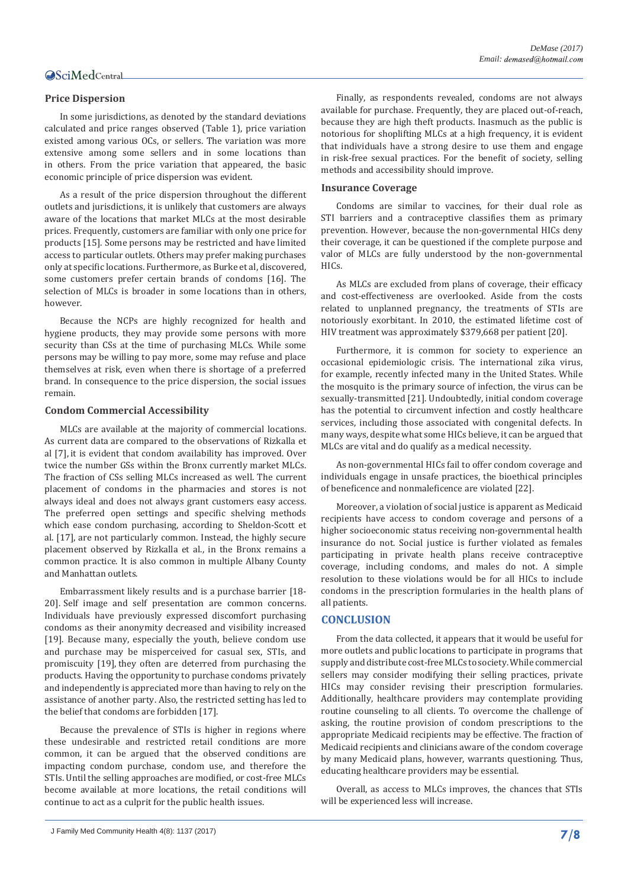### Price Dispersion

In some jurisdictions, as denoted by the standard deviations calculated and price ranges observed (Table 1), price variation existed among various OCs, or sellers. The variation was more extensive among some sellers and in some locations than in others. From the price variation that appeared, the basic economic principle of price dispersion was evident.

As a result of the price dispersion throughout the different outlets and jurisdictions, it is unlikely that customers are always aware of the locations that market MLCs at the most desirable prices. Frequently, customers are familiar with only one price for products [15]. Some persons may be restricted and have limited access to particular outlets. Others may prefer making purchases only at specific locations. Furthermore, as Burke et al, discovered, some customers prefer certain brands of condoms [16]. The selection of MLCs is broader in some locations than in others, however.

Because the NCPs are highly recognized for health and hygiene products, they may provide some persons with more security than CSs at the time of purchasing MLCs. While some persons may be willing to pay more, some may refuse and place themselves at risk, even when there is shortage of a preferred brand. In consequence to the price dispersion, the social issues remain.

### Condom Commercial Accessibility

MLCs are available at the majority of commercial locations. As current data are compared to the observations of Rizkalla et al [7], it is evident that condom availability has improved. Over twice the number GSs within the Bronx currently market MLCs. The fraction of CSs selling MLCs increased as well. The current placement of condoms in the pharmacies and stores is not always ideal and does not always grant customers easy access. The preferred open settings and specific shelving methods which ease condom purchasing, according to Sheldon-Scott et al. [17], are not particularly common. Instead, the highly secure placement observed by Rizkalla et al., in the Bronx remains a common practice. It is also common in multiple Albany County and Manhattan outlets.

Embarrassment likely results and is a purchase barrier [18-20]. Self image and self presentation are common concerns. Individuals have previously expressed discomfort purchasing condoms as their anonymity decreased and visibility increased [19]. Because many, especially the youth, believe condom use and purchase may be misperceived for casual sex, STIs, and promiscuity [19], they often are deterred from purchasing the products. Having the opportunity to purchase condoms privately and independently is appreciated more than having to rely on the assistance of another party. Also, the restricted setting has led to the belief that condoms are forbidden [17].

Because the prevalence of STIs is higher in regions where these undesirable and restricted retail conditions are more common, it can be argued that the observed conditions are impacting condom purchase, condom use, and therefore the STIs. Until the selling approaches are modified, or cost-free MLCs become available at more locations, the retail conditions will continue to act as a culprit for the public health issues.

Finally, as respondents revealed, condoms are not always available for purchase. Frequently, they are placed out-of-reach, because they are high theft products. Inasmuch as the public is notorious for shoplifting MLCs at a high frequency, it is evident that individuals have a strong desire to use them and engage in risk-free sexual practices. For the benefit of society, selling methods and accessibility should improve.

### Insurance Coverage

Condoms are similar to vaccines, for their dual role as STI barriers and a contraceptive classifies them as primary prevention. However, because the non-governmental HICs deny their coverage, it can be questioned if the complete purpose and valor of MLCs are fully understood by the non-governmental HICs.

As MLCs are excluded from plans of coverage, their efficacy and cost-effectiveness are overlooked. Aside from the costs related to unplanned pregnancy, the treatments of STIs are notoriously exorbitant. In 2010, the estimated lifetime cost of HIV treatment was approximately $379,668 per patient [20].

Furthermore, it is common for society to experience an occasional epidemiologic crisis. The international zika virus, for example, recently infected many in the United States. While the mosquito is the primary source of infection, the virus can be sexually-transmitted [21]. Undoubtedly, initial condom coverage has the potential to circumvent infection and costly healthcare services, including those associated with congenital defects. In many ways, despite what some HICs believe, it can be argued that MLCs are vital and do qualify as a medical necessity.

As non-governmental HICs fail to offer condom coverage and individuals engage in unsafe practices, the bioethical principles of beneficence and nonmaleficence are violated [22].

Moreover, a violation of social justice is apparent as Medicaid recipients have access to condom coverage and persons of a higher socioeconomic status receiving non-governmental health insurance do not. Social justice is further violated as females participating in private health plans receive contraceptive coverage, including condoms, and males do not. A simple resolution to these violations would be for all HICs to include condoms in the prescription formularies in the health plans of all patients.

## CONCLUSION

From the data collected, it appears that it would be useful for more outlets and public locations to participate in programs that supply and distribute cost-free MLCs to society. While commercial sellers may consider modifying their selling practices, private HICs may consider revising their prescription formularies. Additionally, healthcare providers may contemplate providing routine counseling to all clients. To overcome the challenge of asking, the routine provision of condom prescriptions to the appropriate Medicaid recipients may be effective. The fraction of Medicaid recipients and clinicians aware of the condom coverage by many Medicaid plans, however, warrants questioning. Thus, educating healthcare providers may be essential.

Overall, as access to MLCs improves, the chances that STIs will be experienced less will increase.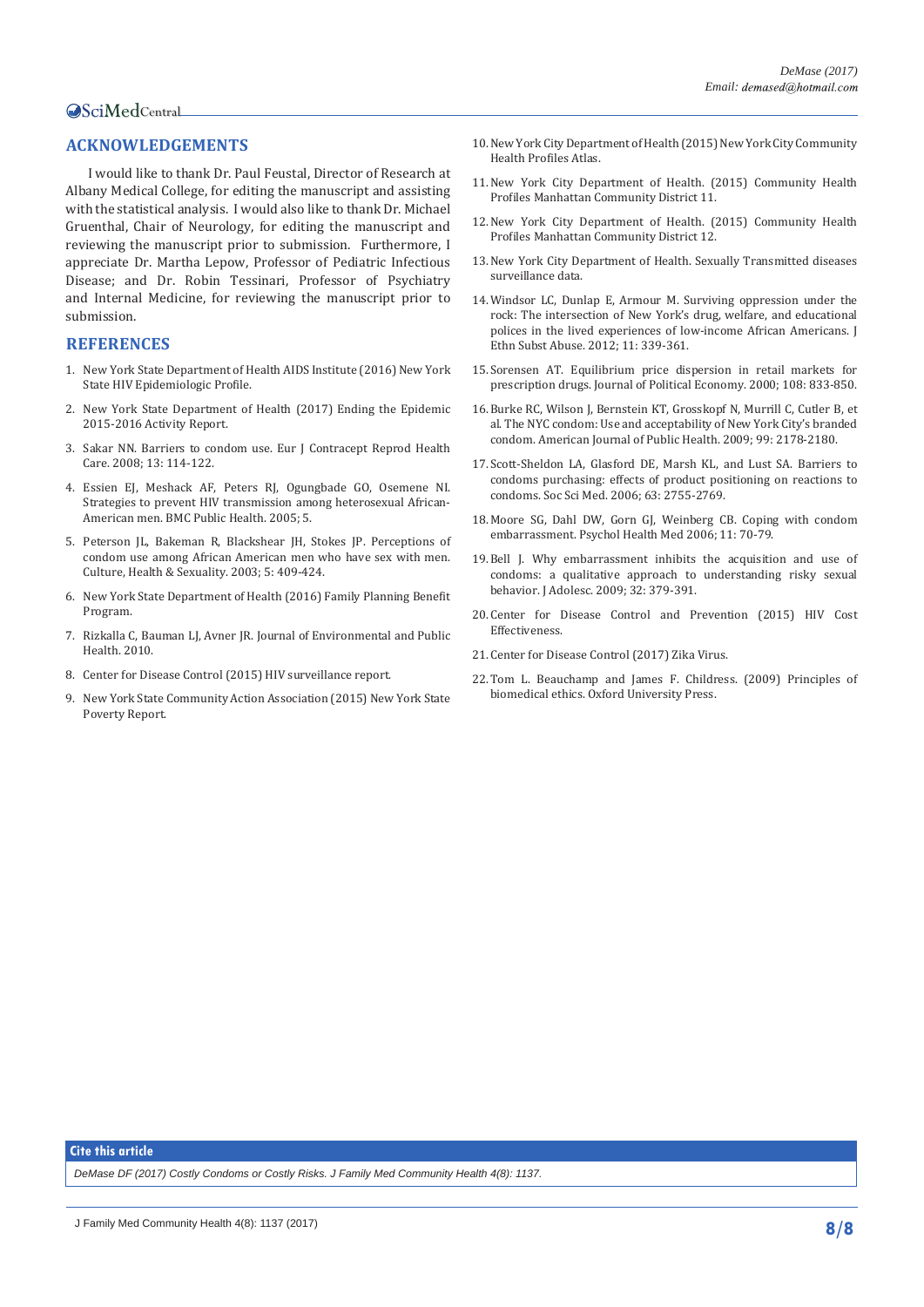## ACKNOWLEDGEMENTS

I would like to thank Dr. Paul Feustal, Director of Research at Albany Medical College, for editing the manuscript and assisting with the statistical analysis. I would also like to thank Dr. Michael Gruenthal, Chair of Neurology, for editing the manuscript and reviewing the manuscript prior to submission. Furthermore, I appreciate Dr. Martha Lepow, Professor of Pediatric Infectious Disease; and Dr. Robin Tessinari, Professor of Psychiatry and Internal Medicine, for reviewing the manuscript prior to submission.

## REFERENCES

1. New York State Department of Health AIDS Institute (2016) New York State HIV Epidemiologic Profile.
2. New York State Department of Health (2017) Ending the Epidemic 2015-2016 Activity Report.
3. Sakar NN. Barriers to condom use. Eur J Contracept Reprod Health Care. 2008; 13: 114-122.
4. Essien EJ, Meshack AF, Peters RJ, Ogungbade GO, Osemene NI. Strategies to prevent HIV transmission among heterosexual African-American men. BMC Public Health. 2005; 5.
5. Peterson JL, Bakeman R, Blackshear JH, Stokes JP. Perceptions of condom use among African American men who have sex with men. Culture, Health & Sexuality. 2003; 5: 409-424.
6. New York State Department of Health (2016) Family Planning Benefit Program.
7. Rizkalla C, Bauman LJ, Avner JR. Journal of Environmental and Public Health. 2010.
8. Center for Disease Control (2015) HIV surveillance report.
9. New York State Community Action Association (2015) New York State Poverty Report.
10. New York City Department of Health (2015) New York City Community Health Profiles Atlas.
11. New York City Department of Health. (2015) Community Health Profiles Manhattan Community District 11.
12. New York City Department of Health. (2015) Community Health Profiles Manhattan Community District 12.
13. New York City Department of Health. Sexually Transmitted diseases surveillance data.
14. Windsor LC, Dunlap E, Armour M. Surviving oppression under the rock: The intersection of New York's drug, welfare, and educational polices in the lived experiences of low-income African Americans. J Ethn Subst Abuse. 2012; 11: 339-361.
15. Sorensen AT. Equilibrium price dispersion in retail markets for prescription drugs. Journal of Political Economy. 2000; 108: 833-850.
16. Burke RC, Wilson J, Bernstein KT, Grosskopf N, Murrill C, Cutler B, et al. The NYC condom: Use and acceptability of New York City's branded condom. American Journal of Public Health. 2009; 99: 2178-2180.
17. Scott-Sheldon LA, Glasford DE, Marsh KL, and Lust SA. Barriers to condoms purchasing: effects of product positioning on reactions to condoms. Soc Sci Med. 2006; 63: 2755-2769.
18. Moore SG, Dahl DW, Gorn GJ, Weinberg CB. Coping with condom embarrassment. Psychol Health Med 2006; 11: 70-79.
19. Bell J. Why embarrassment inhibits the acquisition and use of condoms: a qualitative approach to understanding risky sexual behavior. J Adolesc. 2009; 32: 379-391.
20. Center for Disease Control and Prevention (2015) HIV Cost Effectiveness.
21. Center for Disease Control (2017) Zika Virus.
22. Tom L. Beauchamp and James F. Childress. (2009) Principles of biomedical ethics. Oxford University Press.

**Cite this article**

*DeMase DF (2017) Costly Condoms or Costly Risks. J Family Med Community Health 4(8): 1137.*